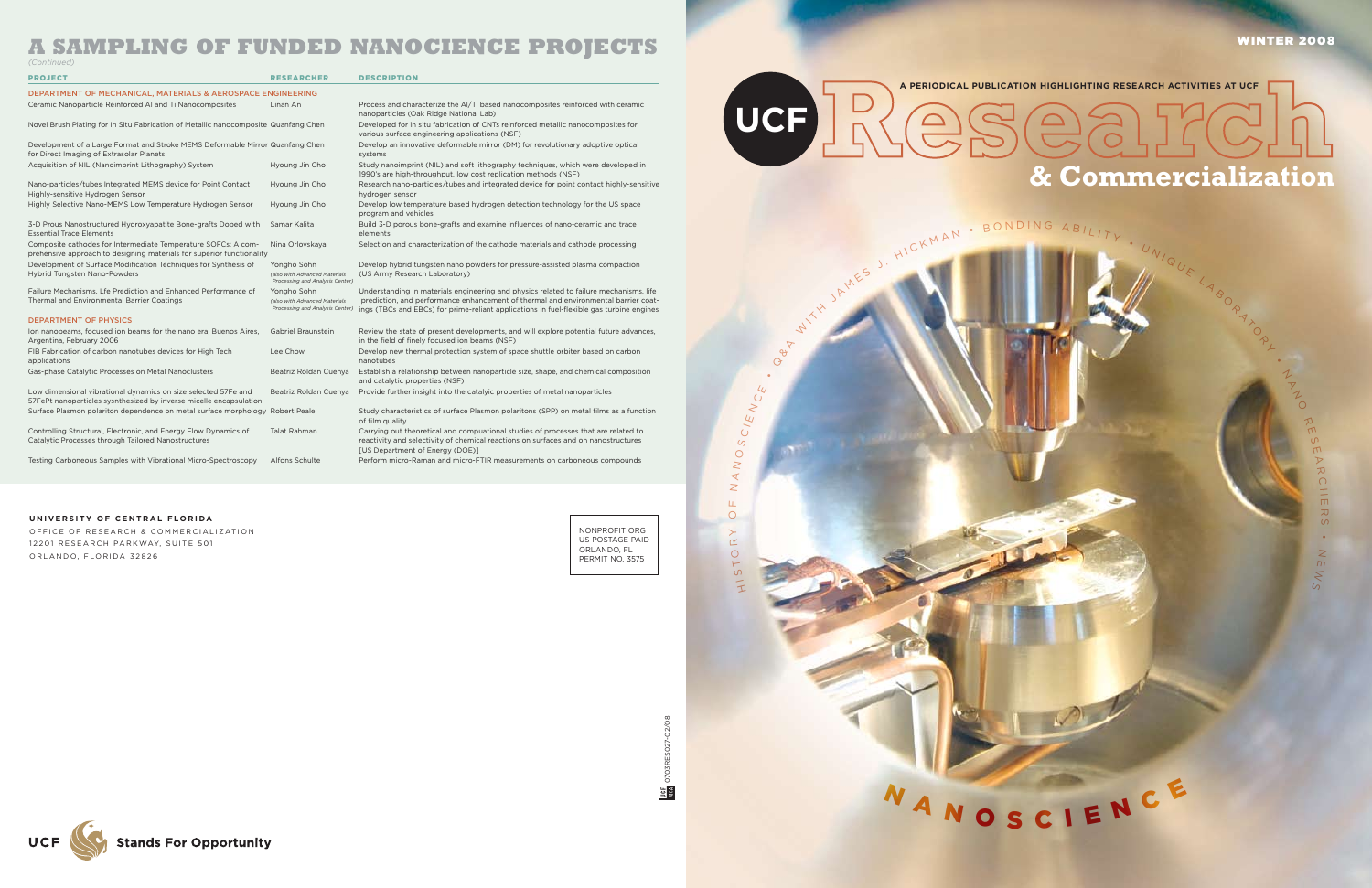# A SAMPLING OF FUNDED NANOCIENCE PROJECTS

*(Continued)*

| PROJECT | RESEARCHER | DESCRIPTION |
|---|---|---|
| **DEPARTMENT OF MECHANICAL, MATERIALS & AEROSPACE ENGINEERING** | | |
| Ceramic Nanoparticle Reinforced Al and Ti Nanocomposites | Linan An | Process and characterize the Al/Ti based nanocomposites reinforced with ceramic nanoparticles (Oak Ridge National Lab) |
| Novel Brush Plating for In Situ Fabrication of Metallic nanocomposite | Quanfang Chen | Developed for in situ fabrication of CNTs reinforced metallic nanocomposites for various surface engineering applications (NSF) |
| Development of a Large Format and Stroke MEMS Deformable Mirror for Direct Imaging of Extrasolar Planets | Quanfang Chen | Develop an innovative deformable mirror (DM) for revolutionary adoptive optical systems |
| Acquisition of NIL (Nanoimprint Lithography) System | Hyoung Jin Cho | Study nanoimprint (NIL) and soft lithography techniques, which were developed in 1990's are high-throughput, low cost replication methods (NSF) |
| Nano-particles/tubes Integrated MEMS device for Point Contact Highly-sensitive Hydrogen Sensor | Hyoung Jin Cho | Research nano-particles/tubes and integrated device for point contact highly-sensitive hydrogen sensor |
| Highly Selective Nano-MEMS Low Temperature Hydrogen Sensor | Hyoung Jin Cho | Develop low temperature based hydrogen detection technology for the US space program and vehicles |
| 3-D Prous Nanostructured Hydroxyapatite Bone-grafts Doped with Essential Trace Elements | Samar Kalita | Build 3-D porous bone-grafts and examine influences of nano-ceramic and trace elements |
| Composite cathodes for Intermediate Temperature SOFCs: A comprehensive approach to designing materials for superior functionality | Nina Orlovskaya | Selection and characterization of the cathode materials and cathode processing |
| Development of Surface Modification Techniques for Synthesis of Hybrid Tungsten Nano-Powders | Yongho Sohn *(also with Advanced Materials Processing and Analysis Center)* | Develop hybrid tungsten nano powders for pressure-assisted plasma compaction (US Army Research Laboratory) |
| Failure Mechanisms, Lfe Prediction and Enhanced Performance of Thermal and Environmental Barrier Coatings | Yongho Sohn *(also with Advanced Materials Processing and Analysis Center)* | Understanding in materials engineering and physics related to failure mechanisms, life prediction, and performance enhancement of thermal and environmental barrier coatings (TBCs and EBCs) for prime-reliant applications in fuel-flexible gas turbine engines |
| **DEPARTMENT OF PHYSICS** | | |
| Ion nanobeams, focused ion beams for the nano era, Buenos Aires, Argentina, February 2006 | Gabriel Braunstein | Review the state of present developments, and will explore potential future advances, in the field of finely focused ion beams (NSF) |
| FIB Fabrication of carbon nanotubes devices for High Tech applications | Lee Chow | Develop new thermal protection system of space shuttle orbiter based on carbon nanotubes |
| Gas-phase Catalytic Processes on Metal Nanoclusters | Beatriz Roldan Cuenya | Establish a relationship between nanoparticle size, shape, and chemical composition and catalytic properties (NSF) |
| Low dimensional vibrational dynamics on size selected 57Fe and 57FePt nanoparticles sysnthesized by inverse micelle encapsulation | Beatriz Roldan Cuenya | Provide further insight into the catalyic properties of metal nanoparticles |
| Surface Plasmon polariton dependence on metal surface morphology | Robert Peale | Study characteristics of surface Plasmon polaritons (SPP) on metal films as a function of film quality |
| Controlling Structural, Electronic, and Energy Flow Dynamics of Catalytic Processes through Tailored Nanostructures | Talat Rahman | Carrying out theoretical and compuational studies of processes that are related to reactivity and selectivity of chemical reactions on surfaces and on nanostructures [US Department of Energy (DOE)] |
| Testing Carboneous Samples with Vibrational Micro-Spectroscopy | Alfons Schulte | Perform micro-Raman and micro-FTIR measurements on carboneous compounds |

**UNIVERSITY OF CENTRAL FLORIDA**
OFFICE OF RESEARCH & COMMERCIALIZATION
12201 RESEARCH PARKWAY, SUITE 501
ORLANDO, FLORIDA 32826

NONPROFIT ORG
US POSTAGE PAID
ORLANDO, FL
PERMIT NO. 3575

0703RES027-02/08

UCF Stands For Opportunity

WINTER 2008

A PERIODICAL PUBLICATION HIGHLIGHTING RESEARCH ACTIVITIES AT UCF

# UCF Research & Commercialization

HISTORY OF NANOSCIENCE • Q&A WITH JAMES J. HICKMAN • BONDING ABILITY • UNIQUE LABORATORY • NANO RESEARCHERS • NEWS

## NANOSCIENCE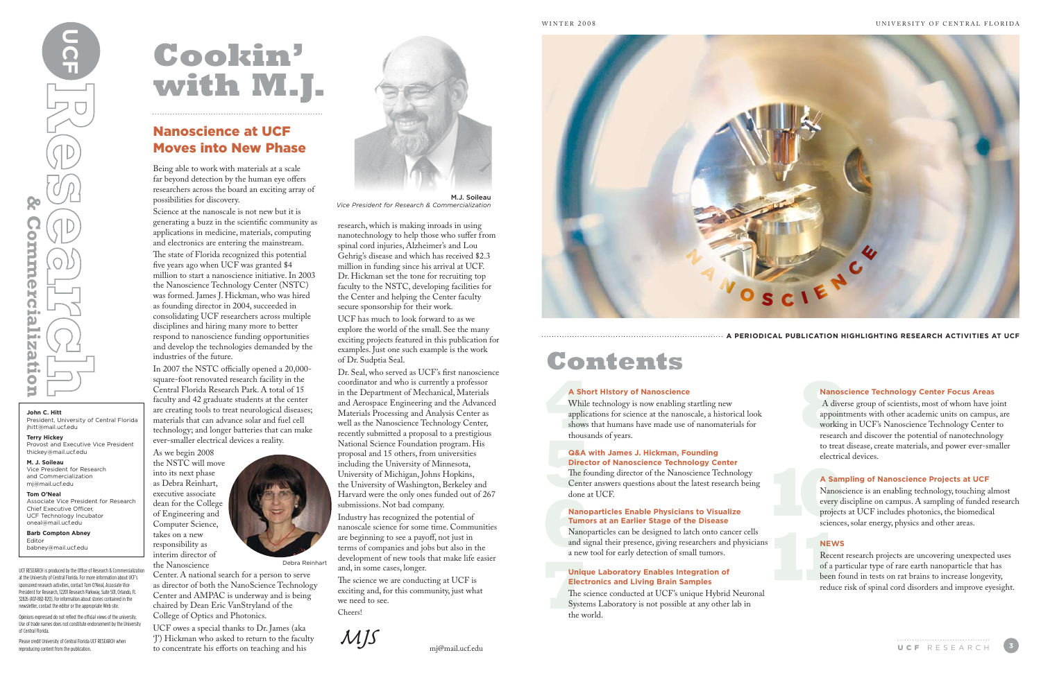# UCF Research & Commercialization

**John C. Hitt**
President, University of Central Florida
jhitt@mail.ucf.edu

**Terry Hickey**
Provost and Executive Vice President
thickey@mail.ucf.edu

**M. J. Soileau**
Vice President for Research and Commercialization
mj@mail.ucf.edu

**Tom O'Neal**
Associate Vice President for Research
Chief Executive Officer,
UCF Technology Incubator
oneal@mail.ucf.edu

**Barb Compton Abney**
Editor
babney@mail.ucf.edu

UCF RESEARCH is produced by the Office of Research & Commercialization at the University of Central Florida. For more information about UCF's sponsored research activities, contact Tom O'Neal, Associate Vice President for Research, 12201 Research Parkway, Suite 501, Orlando, FL 32826 (407-882-1120). For information about stories contained in the newsletter, contact the editor or the appropriate Web site.

Opinions expressed do not reflect the official views of the university. Use of trade names does not constitute endorsement by the University of Central Florida.

Please credit University of Central Florida UCF RESEARCH when reproducing content from the publication.

# Cookin' with M.J.

## Nanoscience at UCF Moves into New Phase

Being able to work with materials at a scale far beyond detection by the human eye offers researchers across the board an exciting array of possibilities for discovery.

Science at the nanoscale is not new but it is generating a buzz in the scientific community as applications in medicine, materials, computing and electronics are entering the mainstream.

The state of Florida recognized this potential five years ago when UCF was granted $4 million to start a nanoscience initiative. In 2003 the Nanoscience Technology Center (NSTC) was formed. James J. Hickman, who was hired as founding director in 2004, succeeded in consolidating UCF researchers across multiple disciplines and hiring many more to better respond to nanoscience funding opportunities and develop the technologies demanded by the industries of the future.

In 2007 the NSTC officially opened a 20,000-square-foot renovated research facility in the Central Florida Research Park. A total of 15 faculty and 42 graduate students at the center are creating tools to treat neurological diseases; materials that can advance solar and fuel cell technology; and longer batteries that can make ever-smaller electrical devices a reality.

As we begin 2008 the NSTC will move into its next phase as Debra Reinhart, executive associate dean for the College of Engineering and Computer Science, takes on a new responsibility as interim director of the Nanoscience Center. A national search for a person to serve as director of both the NanoScience Technology Center and AMPAC is underway and is being chaired by Dean Eric VanStryland of the College of Optics and Photonics.

Debra Reinhart

UCF owes a special thanks to Dr. James (aka 'J') Hickman who asked to return to the faculty to concentrate his efforts on teaching and his research, which is making inroads in using nanotechnology to help those who suffer from spinal cord injuries, Alzheimer's and Lou Gehrig's disease and which has received $2.3 million in funding since his arrival at UCF. Dr. Hickman set the tone for recruiting top faculty to the NSTC, developing facilities for the Center and helping the Center faculty secure sponsorship for their work.

M.J. Soileau
*Vice President for Research & Commercialization*

UCF has much to look forward to as we explore the world of the small. See the many exciting projects featured in this publication for examples. Just one such example is the work of Dr. Sudptia Seal.

Dr. Seal, who served as UCF's first nanoscience coordinator and who is currently a professor in the Department of Mechanical, Materials and Aerospace Engineering and the Advanced Materials Processing and Analysis Center as well as the Nanoscience Technology Center, recently submitted a proposal to a prestigious National Science Foundation program. His proposal and 15 others, from universities including the University of Minnesota, University of Michigan, Johns Hopkins, the University of Washington, Berkeley and Harvard were the only ones funded out of 267 submissions. Not bad company.

Industry has recognized the potential of nanoscale science for some time. Communities are beginning to see a payoff, not just in terms of companies and jobs but also in the development of new tools that make life easier and, in some cases, longer.

The science we are conducting at UCF is exciting and, for this community, just what we need to see.

Cheers!

MJS

mj@mail.ucf.edu

NANOSCIENCE

A PERIODICAL PUBLICATION HIGHLIGHTING RESEARCH ACTIVITIES AT UCF

# Contents

**4 A Short History of Nanoscience**
While technology is now enabling startling new applications for science at the nanoscale, a historical look shows that humans have made use of nanomaterials for thousands of years.

**5 Q&A with James J. Hickman, Founding Director of Nanoscience Technology Center**
The founding director of the Nanoscience Technology Center answers questions about the latest research being done at UCF.

**6 Nanoparticles Enable Physicians to Visualize Tumors at an Earlier Stage of the Disease**
Nanoparticles can be designed to latch onto cancer cells and signal their presence, giving researchers and physicians a new tool for early detection of small tumors.

**7 Unique Laboratory Enables Integration of Electronics and Living Brain Samples**
The science conducted at UCF's unique Hybrid Neuronal Systems Laboratory is not possible at any other lab in the world.

**8 Nanoscience Technology Center Focus Areas**
A diverse group of scientists, most of whom have joint appointments with other academic units on campus, are working in UCF's Nanoscience Technology Center to research and discover the potential of nanotechnology to treat disease, create materials, and power ever-smaller electrical devices.

**10 A Sampling of Nanoscience Projects at UCF**
Nanoscience is an enabling technology, touching almost every discipline on campus. A sampling of funded research projects at UCF includes photonics, the biomedical sciences, solar energy, physics and other areas.

**11 NEWS**
Recent research projects are uncovering unexpected uses of a particular type of rare earth nanoparticle that has been found in tests on rat brains to increase longevity, reduce risk of spinal cord disorders and improve eyesight.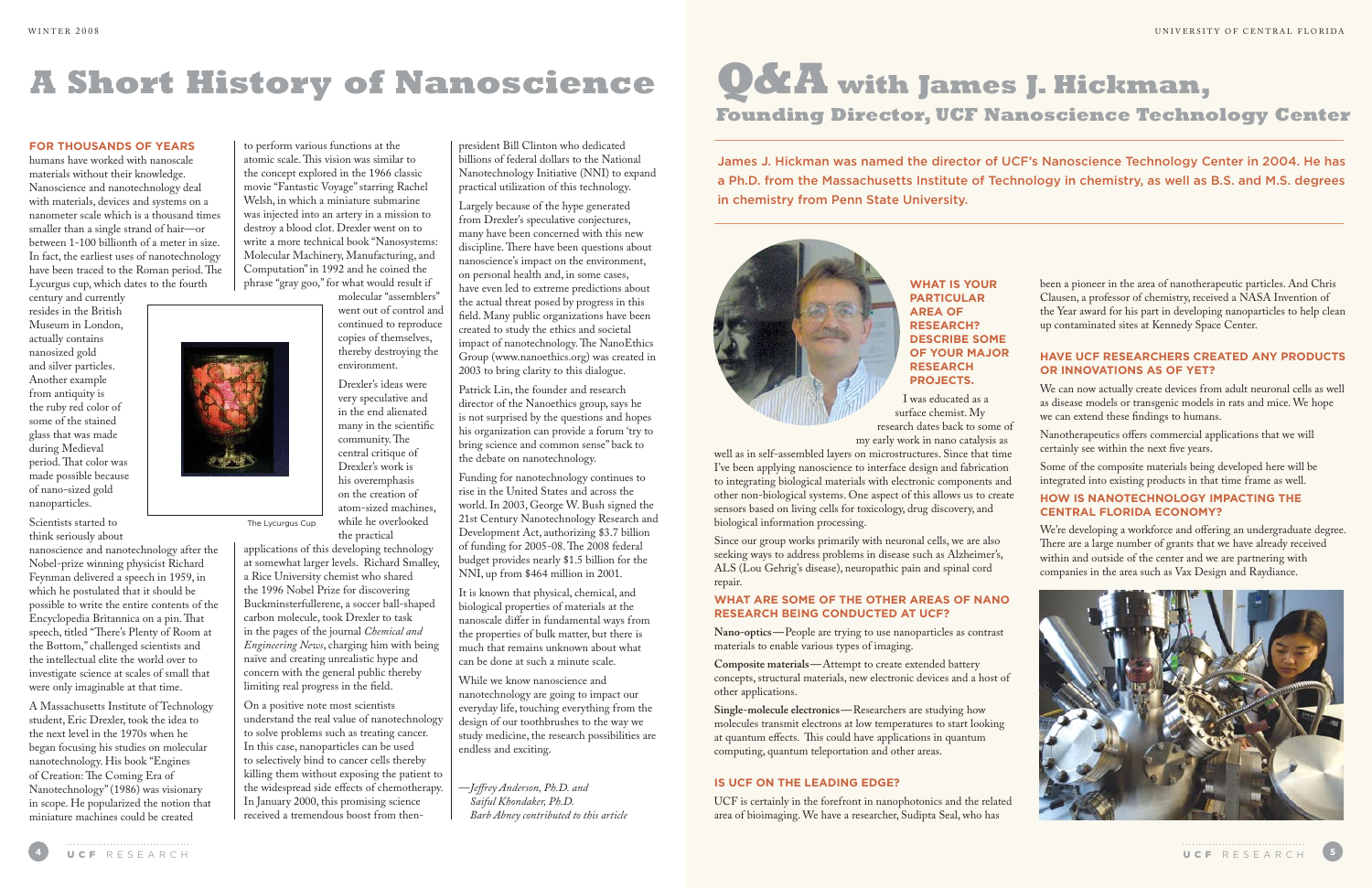# A Short History of Nanoscience

**FOR THOUSANDS OF YEARS** humans have worked with nanoscale materials without their knowledge. Nanoscience and nanotechnology deal with materials, devices and systems on a nanometer scale which is a thousand times smaller than a single strand of hair—or between 1-100 billionth of a meter in size. In fact, the earliest uses of nanotechnology have been traced to the Roman period. The Lycurgus cup, which dates to the fourth century and currently resides in the British Museum in London, actually contains nanosized gold and silver particles. Another example from antiquity is the ruby red color of some of the stained glass that was made during Medieval period. That color was made possible because of nano-sized gold nanoparticles.

The Lycurgus Cup

Scientists started to think seriously about nanoscience and nanotechnology after the Nobel-prize winning physicist Richard Feynman delivered a speech in 1959, in which he postulated that it should be possible to write the entire contents of the Encyclopedia Britannica on a pin. That speech, titled "There's Plenty of Room at the Bottom," challenged scientists and the intellectual elite the world over to investigate science at scales of small that were only imaginable at that time.

A Massachusetts Institute of Technology student, Eric Drexler, took the idea to the next level in the 1970s when he began focusing his studies on molecular nanotechnology. His book "Engines of Creation: The Coming Era of Nanotechnology" (1986) was visionary in scope. He popularized the notion that miniature machines could be created to perform various functions at the atomic scale. This vision was similar to the concept explored in the 1966 classic movie "Fantastic Voyage" starring Rachel Welsh, in which a miniature submarine was injected into an artery in a mission to destroy a blood clot. Drexler went on to write a more technical book "Nanosystems: Molecular Machinery, Manufacturing, and Computation" in 1992 and he coined the phrase "gray goo," for what would result if molecular "assemblers" went out of control and continued to reproduce copies of themselves, thereby destroying the environment.

Drexler's ideas were very speculative and in the end alienated many in the scientific community. The central critique of Drexler's work is his overemphasis on the creation of atom-sized machines, while he overlooked the practical applications of this developing technology at somewhat larger levels. Richard Smalley, a Rice University chemist who shared the 1996 Nobel Prize for discovering Buckminsterfullerene, a soccer ball-shaped carbon molecule, took Drexler to task in the pages of the journal *Chemical and Engineering News*, charging him with being naïve and creating unrealistic hype and concern with the general public thereby limiting real progress in the field.

On a positive note most scientists understand the real value of nanotechnology to solve problems such as treating cancer. In this case, nanoparticles can be used to selectively bind to cancer cells thereby killing them without exposing the patient to the widespread side effects of chemotherapy. In January 2000, this promising science received a tremendous boost from then-president Bill Clinton who dedicated billions of federal dollars to the National Nanotechnology Initiative (NNI) to expand practical utilization of this technology.

Largely because of the hype generated from Drexler's speculative conjectures, many have been concerned with this new discipline. There have been questions about nanoscience's impact on the environment, on personal health and, in some cases, have even led to extreme predictions about the actual threat posed by progress in this field. Many public organizations have been created to study the ethics and societal impact of nanotechnology. The NanoEthics Group (www.nanoethics.org) was created in 2003 to bring clarity to this dialogue.

Patrick Lin, the founder and research director of the Nanoethics group, says he is not surprised by the questions and hopes his organization can provide a forum 'try to bring science and common sense" back to the debate on nanotechnology.

Funding for nanotechnology continues to rise in the United States and across the world. In 2003, George W. Bush signed the 21st Century Nanotechnology Research and Development Act, authorizing $3.7 billion of funding for 2005-08. The 2008 federal budget provides nearly $1.5 billion for the NNI, up from $464 million in 2001.

It is known that physical, chemical, and biological properties of materials at the nanoscale differ in fundamental ways from the properties of bulk matter, but there is much that remains unknown about what can be done at such a minute scale.

While we know nanoscience and nanotechnology are going to impact our everyday life, touching everything from the design of our toothbrushes to the way we study medicine, the research possibilities are endless and exciting.

*—Jeffrey Anderson, Ph.D. and Saiful Khondaker, Ph.D. Barb Abney contributed to this article*

# Q&A with James J. Hickman,

## Founding Director, UCF Nanoscience Technology Center

James J. Hickman was named the director of UCF's Nanoscience Technology Center in 2004. He has a Ph.D. from the Massachusetts Institute of Technology in chemistry, as well as B.S. and M.S. degrees in chemistry from Penn State University.

### WHAT IS YOUR PARTICULAR AREA OF RESEARCH? DESCRIBE SOME OF YOUR MAJOR RESEARCH PROJECTS.

I was educated as a surface chemist. My research dates back to some of my early work in nano catalysis as well as in self-assembled layers on microstructures. Since that time I've been applying nanoscience to interface design and fabrication to integrating biological materials with electronic components and other non-biological systems. One aspect of this allows us to create sensors based on living cells for toxicology, drug discovery, and biological information processing.

Since our group works primarily with neuronal cells, we are also seeking ways to address problems in disease such as Alzheimer's, ALS (Lou Gehrig's disease), neuropathic pain and spinal cord repair.

### WHAT ARE SOME OF THE OTHER AREAS OF NANO RESEARCH BEING CONDUCTED AT UCF?

**Nano-optics**—People are trying to use nanoparticles as contrast materials to enable various types of imaging.

**Composite materials**—Attempt to create extended battery concepts, structural materials, new electronic devices and a host of other applications.

**Single-molecule electronics**—Researchers are studying how molecules transmit electrons at low temperatures to start looking at quantum effects. This could have applications in quantum computing, quantum teleportation and other areas.

### IS UCF ON THE LEADING EDGE?

UCF is certainly in the forefront in nanophotonics and the related area of bioimaging. We have a researcher, Sudipta Seal, who has been a pioneer in the area of nanotherapeutic particles. And Chris Clausen, a professor of chemistry, received a NASA Invention of the Year award for his part in developing nanoparticles to help clean up contaminated sites at Kennedy Space Center.

### HAVE UCF RESEARCHERS CREATED ANY PRODUCTS OR INNOVATIONS AS OF YET?

We can now actually create devices from adult neuronal cells as well as disease models or transgenic models in rats and mice. We hope we can extend these findings to humans.

Nanotherapeutics offers commercial applications that we will certainly see within the next five years.

Some of the composite materials being developed here will be integrated into existing products in that time frame as well.

### HOW IS NANOTECHNOLOGY IMPACTING THE CENTRAL FLORIDA ECONOMY?

We're developing a workforce and offering an undergraduate degree. There are a large number of grants that we have already received within and outside of the center and we are partnering with companies in the area such as Vax Design and Raydiance.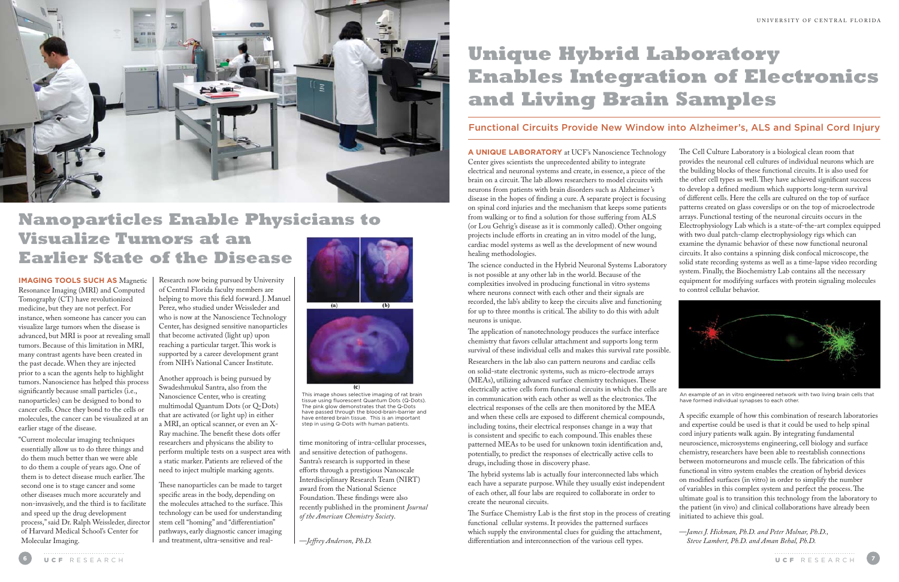# Nanoparticles Enable Physicians to Visualize Tumors at an Earlier State of the Disease

**IMAGING TOOLS SUCH AS** Magnetic Resonance Imaging (MRI) and Computed Tomography (CT) have revolutionized medicine, but they are not perfect. For instance, when someone has cancer you can visualize large tumors when the disease is advanced, but MRI is poor at revealing small tumors. Because of this limitation in MRI, many contrast agents have been created in the past decade. When they are injected prior to a scan the agents help to highlight tumors. Nanoscience has helped this process significantly because small particles (i.e., nanoparticles) can be designed to bond to cancer cells. Once they bond to the cells or molecules, the cancer can be visualized at an earlier stage of the disease.

"Current molecular imaging techniques essentially allow us to do three things and do them much better than we were able to do them a couple of years ago. One of them is to detect disease much earlier. The second one is to stage cancer and some other diseases much more accurately and non-invasively, and the third is to facilitate and speed up the drug development process," said Dr. Ralph Weissleder, director of Harvard Medical School's Center for Molecular Imaging.

Research now being pursued by University of Central Florida faculty members are helping to move this field forward. J. Manuel Perez, who studied under Weissleder and who is now at the Nanoscience Technology Center, has designed sensitive nanoparticles that become activated (light up) upon reaching a particular target. This work is supported by a career development grant from NIH's National Cancer Institute.

Another approach is being pursued by Swadeshmukul Santra, also from the Nanoscience Center, who is creating multimodal Quantum Dots (or Q-Dots) that are activated (or light up) in either a MRI, an optical scanner, or even an X-Ray machine. The benefit these dots offer researchers and physicans the ability to perform multiple tests on a suspect area with a static marker. Patients are relieved of the need to inject multiple marking agents.

These nanoparticles can be made to target specific areas in the body, depending on the molecules attached to the surface. This technology can be used for understanding stem cell "homing" and "differentiation" pathways, early diagnostic cancer imaging and treatment, ultra-sensitive and real-time monitoring of intra-cellular processes, and sensitive detection of pathogens. Santra's research is supported in these efforts through a prestigious Nanoscale Interdisciplinary Research Team (NIRT) award from the National Science Foundation. These findings were also recently published in the prominent *Journal of the American Chemistry Society*.

This image shows selective imaging of rat brain tissue using fluorescent Quantum Dots (Q-Dots). The pink glow demonstrates that the Q-Dots have passed through the blood-brain-barrier and have entered brain tissue. This is an important step in using Q-Dots with human patients.

*—Jeffrey Anderson, Ph.D.*

# Unique Hybrid Laboratory Enables Integration of Electronics and Living Brain Samples

## Functional Circuits Provide New Window into Alzheimer's, ALS and Spinal Cord Injury

**A UNIQUE LABORATORY** at UCF's Nanoscience Technology Center gives scientists the unprecedented ability to integrate electrical and neuronal systems and create, in essence, a piece of the brain on a circuit. The lab allows researchers to model circuits with neurons from patients with brain disorders such as Alzheimer's disease in the hopes of finding a cure. A separate project is focusing on spinal cord injuries and the mechanism that keeps some patients from walking or to find a solution for those suffering from ALS (or Lou Gehrig's disease as it is commonly called). Other ongoing projects include efforts in creating an in vitro model of the lung, cardiac model systems as well as the development of new wound healing methodologies.

The science conducted in the Hybrid Neuronal Systems Laboratory is not possible at any other lab in the world. Because of the complexities involved in producing functional in vitro systems where neurons connect with each other and their signals are recorded, the lab's ability to keep the circuits alive and functioning for up to three months is critical. The ability to do this with adult neurons is unique.

The application of nanotechnology produces the surface interface chemistry that favors cellular attachment and supports long term survival of these individual cells and makes this survival rate possible.

Researchers in the lab also can pattern neurons and cardiac cells on solid-state electronic systems, such as micro-electrode arrays (MEAs), utilizing advanced surface chemistry techniques. These electrically active cells form functional circuits in which the cells are in communication with each other as well as the electronics. The electrical responses of the cells are then monitored by the MEA and when these cells are exposed to different chemical compounds, including toxins, their electrical responses change in a way that is consistent and specific to each compound. This enables these patterned MEAs to be used for unknown toxin identification and, potentially, to predict the responses of electrically active cells to drugs, including those in discovery phase.

The hybrid systems lab is actually four interconnected labs which each have a separate purpose. While they usually exist independent of each other, all four labs are required to collaborate in order to create the neuronal circuits.

The Surface Chemistry Lab is the first stop in the process of creating functional cellular systems. It provides the patterned surfaces which supply the environmental clues for guiding the attachment, differentiation and interconnection of the various cell types.

The Cell Culture Laboratory is a biological clean room that provides the neuronal cell cultures of individual neurons which are the building blocks of these functional circuits. It is also used for the other cell types as well. They have achieved significant success to develop a defined medium which supports long-term survival of different cells. Here the cells are cultured on the top of surface patterns created on glass coverslips or on the top of microelectrode arrays. Functional testing of the neuronal circuits occurs in the Electrophysiology Lab which is a state-of-the-art complex equipped with two dual patch-clamp electrophysiology rigs which can examine the dynamic behavior of these now functional neuronal circuits. It also contains a spinning disk confocal microscope, the solid state recording systems as well as a time-lapse video recording system. Finally, the Biochemistry Lab contains all the necessary equipment for modifying surfaces with protein signaling molecules to control cellular behavior.

An example of an in vitro engineered network with two living brain cells that have formed individual synapses to each other.

A specific example of how this combination of research laboratories and expertise could be used is that it could be used to help spinal cord injury patients walk again. By integrating fundamental neuroscience, microsystems engineering, cell biology and surface chemistry, researchers have been able to reestablish connections between motorneurons and muscle cells. The fabrication of this functional in vitro system enables the creation of hybrid devices on modified surfaces (in vitro) in order to simplify the number of variables in this complex system and perfect the process. The ultimate goal is to transition this technology from the laboratory to the patient (in vivo) and clinical collaborations have already been initiated to achieve this goal.

*—James J. Hickman, Ph.D. and Peter Molnar, Ph.D., Steve Lambert, Ph.D. and Aman Behal, Ph.D.*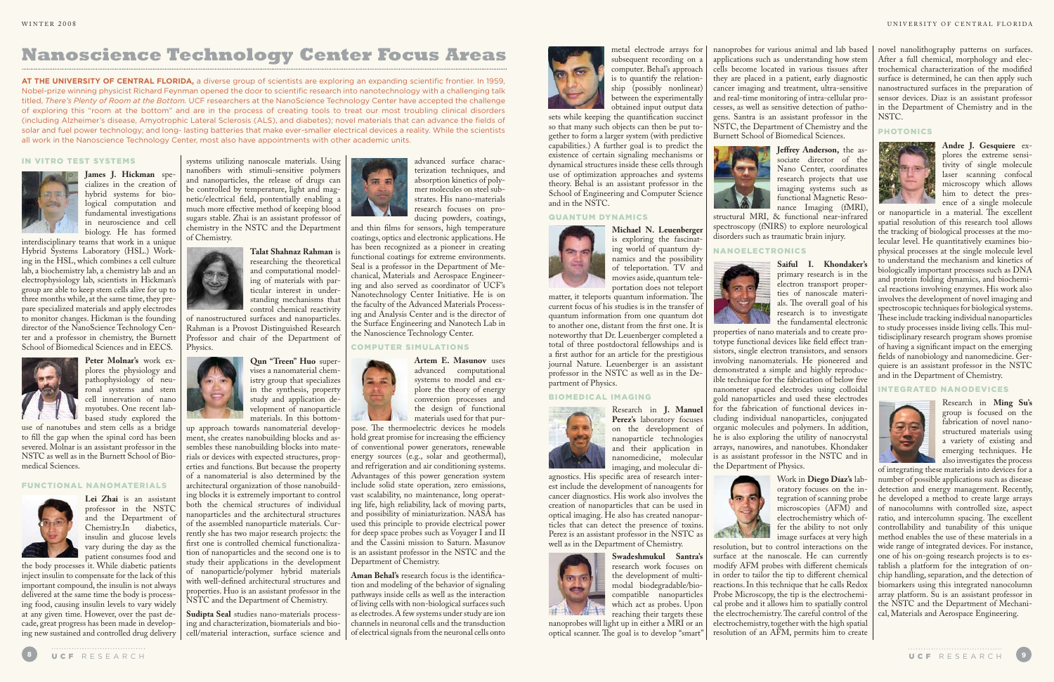# Nanoscience Technology Center Focus Areas

**AT THE UNIVERSITY OF CENTRAL FLORIDA,** a diverse group of scientists are exploring an expanding scientific frontier. In 1959, Nobel-prize winning physicist Richard Feynman opened the door to scientific research into nanotechnology with a challenging talk titled, *There's Plenty of Room at the Bottom.* UCF researchers at the NanoScience Technology Center have accepted the challenge of exploring this "room at the bottom" and are in the process of creating tools to treat our most troubling clinical disorders (including Alzheimer's disease, Amyotrophic Lateral Sclerosis (ALS), and diabetes); novel materials that can advance the fields of solar and fuel power technology; and long- lasting batteries that make ever-smaller electrical devices a reality. While the scientists all work in the Nanoscience Technology Center, most also have appointments with other academic units.

## IN VITRO TEST SYSTEMS

**James J. Hickman** specializes in the creation of hybrid systems for biological computation and fundamental investigations in neuroscience and cell biology. He has formed interdisciplinary teams that work in a unique Hybrid Systems Laboratory (HSL.) Working in the HSL, which combines a cell culture lab, a biochemistry lab, a chemistry lab and an electrophysiology lab, scientists in Hickman's group are able to keep stem cells alive for up to three months while, at the same time, they prepare specialized materials and apply electrodes to monitor changes. Hickman is the founding director of the NanoScience Technology Center and a professor in chemistry, the Burnett School of Biomedical Sciences and in EECS.

**Peter Molnar's** work explores the physiology and pathophysiology of neuronal systems and stem cell innervation of nano myotubes. One recent lab-based study explored the use of nanotubes and stem cells as a bridge to fill the gap when the spinal cord has been severed. Molnar is an assistant professor in the NSTC as well as in the Burnett School of Biomedical Sciences.

## FUNCTIONAL NANOMATERIALS

**Lei Zhai** is an assistant professor in the NSTC and the Department of Chemistry.In diabetics, insulin and glucose levels vary during the day as the patient consumes food and the body processes it. While diabetic patients inject insulin to compensate for the lack of this important compound, the insulin is not always delivered at the same time the body is processing food, causing insulin levels to vary widely at any given time. However, over the past decade, great progress has been made in developing new sustained and controlled drug delivery systems utilizing nanoscale materials. Using nanofibers with stimuli-sensitive polymers and nanoparticles, the release of drugs can be controlled by temperature, light and magnetic/electrical field, potentially enabling a much more effective method of keeping blood sugars stable. Zhai is an assistant professor of chemistry in the NSTC and the Department of Chemistry.

**Talat Shahnaz Rahman** is researching the theoretical and computational modeling of materials with particular interest in understanding mechanisms that control chemical reactivity of nanostructured surfaces and nanoparticles. Rahman is a Provost Distinguished Research Professor and chair of the Department of Physics.

**Qun "Treen" Huo** supervises a nanomaterial chemistry group that specializes in the synthesis, property study and application development of nanoparticle materials. In this bottom-up approach towards nanomaterial development, she creates nanobuilding blocks and assembles these nanobuilding blocks into materials or devices with expected structures, properties and functions. But because the property of a nanomaterial is also determined by the architectural organization of those nanobuilding blocks it is extremely important to control both the chemical structures of individual nanoparticles and the architectural structures of the assembled nanoparticle materials. Currently she has two major research projects: the first one is controlled chemical functionalization of nanoparticles and the second one is to study their applications in the development of nanoparticle/polymer hybrid materials with well-defined architectural structures and properties. Huo is an assistant professor in the NSTC and the Department of Chemistry.

**Sudipta Seal** studies nano-materials processing and characterization, biomaterials and bio-cell/material interaction, surface science and advanced surface characterization techniques, and absorption kinetics of polymer molecules on steel substrates. His nano-materials research focuses on producing powders, coatings, and thin films for sensors, high temperature coatings, optics and electronic applications. He has been recognized as a pioneer in creating functional coatings for extreme environments. Seal is a professor in the Department of Mechanical, Materials and Aerospace Engineering and also served as coordinator of UCF's Nanotechnology Center Initiative. He is on the faculty of the Advanced Materials Processing and Analysis Center and is the director of the Surface Engineering and Nanotech Lab in the Nanoscience Technology Center.

## COMPUTER SIMULATIONS

**Artem E. Masunov** uses advanced computational systems to model and explore the theory of energy conversion processes and the design of functional materials used for that purpose. The thermoelectric devices he models hold great promise for increasing the efficiency of conventional power generators, renewable energy sources (e.g., solar and geothermal), and refrigeration and air conditioning systems. Advantages of this power generation system include solid state operation, zero emissions, vast scalability, no maintenance, long operating life, high reliability, lack of moving parts, and possibility of miniaturization. NASA has used this principle to provide electrical power for deep space probes such as Voyager I and II and the Cassini mission to Saturn. Masunov is an assistant professor in the NSTC and the Department of Chemistry.

**Aman Behal's** research focus is the identification and modeling of the behavior of signaling pathways inside cells as well as the interaction of living cells with non-biological surfaces such as electrodes. A few systems under study are ion channels in neuronal cells and the transduction of electrical signals from the neuronal cells onto metal electrode arrays for subsequent recording on a computer. Behal's approach is to quantify the relationship (possibly nonlinear) between the experimentally obtained input output data sets while keeping the quantification succinct so that many such objects can then be put together to form a larger system (with predictive capabilities.) A further goal is to predict the existence of certain signaling mechanisms or dynamical structures inside these cells through use of optimization approaches and systems theory. Behal is an assistant professor in the School of Engineering and Computer Science and in the NSTC.

## QUANTUM DYNAMICS

**Michael N. Leuenberger** is exploring the fascinating world of quantum dynamics and the possibility of teleportation. TV and movies aside, quantum teleportation does not teleport matter, it teleports quantum information. The current focus of his studies is in the transfer of quantum information from one quantum dot to another one, distant from the first one. It is noteworthy that Dr. Leuenberger completed a total of three postdoctoral fellowships and is a first author for an article for the prestigious journal Nature. Leuenberger is an assistant professor in the NSTC as well as in the Department of Physics.

## BIOMEDICAL IMAGING

Research in **J. Manuel Perez's** laboratory focuses on the development of nanoparticle technologies and their application in nanomedicine, molecular imaging, and molecular diagnostics. His specific area of research interest include the development of nanoagents for cancer diagnostics. His work also involves the creation of nanoparticles that can be used in optical imaging. He also has created nanoparticles that can detect the presence of toxins. Perez is an assistant professor in the NSTC as well as in the Department of Chemistry.

**Swadeshmukul Santra's** research work focuses on the development of multi-modal biodegradable/biocompatible nanoparticles which act as probes. Upon reaching their targets these nanoprobes will light up in either a MRI or an optical scanner. The goal is to develop "smart" nanoprobes for various animal and lab based applications such as understanding how stem cells become located in various tissues after they are placed in a patient, early diagnostic cancer imaging and treatment, ultra-sensitive and real-time monitoring of intra-cellular processes, as well as sensitive detection of pathogens. Santra is an assistant professor in the NSTC, the Department of Chemistry and the Burnett School of Biomedical Sciences.

**Jeffrey Anderson,** the associate director of the Nano Center, coordinates research projects that use imaging systems such as functional Magnetic Resonance Imaging (fMRI), structural MRI, & functional near-infrared spectroscopy (fNIRS) to explore neurological disorders such as traumatic brain injury.

## NANOELECTRONICS

**Saiful I. Khondaker's** primary research is in the electron transport properties of nanoscale materials. The overall goal of his research is to investigate the fundamental electronic properties of nano materials and to create prototype functional devices like field effect transistors, single electron transistors, and sensors involving nanomaterials. He pioneered and demonstrated a simple and highly reproducible technique for the fabrication of below five nanometer spaced electrodes using colloidal gold nanoparticles and used these electrodes for the fabrication of functional devices including individual nanoparticles, conjugated organic molecules and polymers. In addition, he is also exploring the utility of nanocrystal arrays, nanowires, and nanotubes. Khondaker is as assistant professor in the NSTC and in the Department of Physics.

Work in **Diego Diaz's** laboratory focuses on the integration of scanning probe microscopies (AFM) and electrochemistry which offer the ability to not only image surfaces at very high resolution, but to control interactions on the surface at the nanoscale. He can currently modify AFM probes with different chemicals in order to tailor the tip to different chemical reactions. In this technique that he calls Redox Probe Microscopy, the tip is the electrochemical probe and it allows him to spatially control the electrochemistry. The careful control of the electrochemistry, together with the high spatial resolution of an AFM, permits him to create novel nanolithography patterns on surfaces. After a full chemical, morphology and electrochemical characterization of the modified surface is determined, he can then apply such nanostructured surfaces in the preparation of sensor devices. Diaz is an assistant professor in the Department of Chemistry and in the NSTC.

## PHOTONICS

**Andre J. Gesquiere** explores the extreme sensitivity of single molecule laser scanning confocal microscopy which allows him to detect the presence of a single molecule or nanoparticle in a material. The excellent spatial resolution of this research tool allows the tracking of biological processes at the molecular level. He quantitatively examines biophysical processes at the single molecule level to understand the mechanism and kinetics of biologically important processes such as DNA and protein folding dynamics, and biochemical reactions involving enzymes. His work also involves the development of novel imaging and spectroscopic techniques for biological systems. These include tracking individual nanoparticles to study processes inside living cells. This multidisciplinary research program shows promise of having a significant impact on the emerging fields of nanobiology and nanomedicine. Gerquiere is an assistant professor in the NSTC and in the Department of Chemistry.

## INTEGRATED NANODEVICES

Research in **Ming Su's** group is focused on the fabrication of novel nanostructured materials using a variety of existing and emerging techniques. He also investigates the process of integrating these materials into devices for a number of possible applications such as disease detection and energy management. Recently, he developed a method to create large arrays of nanocolumns with controlled size, aspect ratio, and intercolumn spacing. The excellent controllability and tunability of this unique method enables the use of these materials in a wide range of integrated devices. For instance, one of his on-going research projects is to establish a platform for the integration of on-chip handling, separation, and the detection of biomarkers using this integrated nanocolumn array platform. Su is an assistant professor in the NSTC and the Department of Mechanical, Materials and Aerospace Engineering.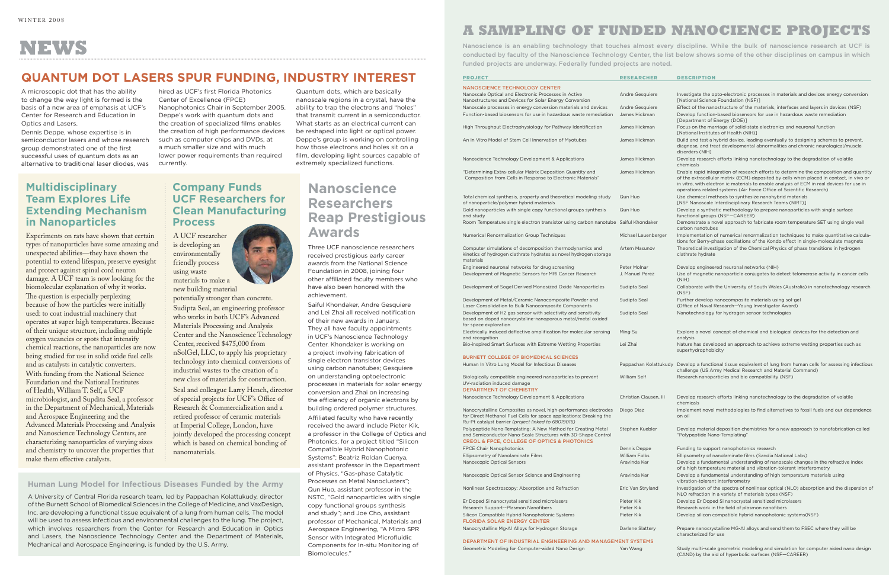# NEWS

## QUANTUM DOT LASERS SPUR FUNDING, INDUSTRY INTEREST

A microscopic dot that has the ability to change the way light is formed is the basis of a new area of emphasis at UCF's Center for Research and Education in Optics and Lasers.

Dennis Deppe, whose expertise is in semiconductor lasers and whose research group demonstrated one of the first successful uses of quantum dots as an alternative to traditional laser diodes, was hired as UCF's first Florida Photonics Center of Excellence (FPCE) Nanophotonics Chair in September 2005. Deppe's work with quantum dots and the creation of specialized films enables the creation of high performance devices such as computer chips and DVDs, at a much smaller size and with much lower power requirements than required currently.

Quantum dots, which are basically nanoscale regions in a crystal, have the ability to trap the electrons and "holes" that transmit current in a semiconductor. What starts as an electrical current can be reshaped into light or optical power. Deppe's group is working on controlling how those electrons and holes sit on a film, developing light sources capable of extremely specialized functions.

## Multidisciplinary Team Explores Life Extending Mechanism in Nanoparticles

Experiments on rats have shown that certain types of nanoparticles have some amazing and unexpected abilities—they have shown the potential to extend lifespan, preserve eyesight and protect against spinal cord neuron damage. A UCF team is now looking for the biomolecular explanation of why it works.

The question is especially perplexing because of how the particles were initially used: to coat industrial machinery that operates at super high temperatures. Because of their unique structure, including multiple oxygen vacancies or spots that intensify chemical reactions, the nanoparticles are now being studied for use in solid oxide fuel cells and as catalysts in catalytic converters.

With funding from the National Science Foundation and the National Institutes of Health, William T. Self, a UCF microbiologist, and Sudipta Seal, a professor in the Department of Mechanical, Materials and Aerospace Engineering and the Advanced Materials Processing and Analysis and Nanoscience Technology Centers, are characterizing nanoparticles of varying sizes and chemistry to uncover the properties that make them effective catalysts.

## Company Funds UCF Researchers for Clean Manufacturing Process

A UCF researcher is developing an environmentally friendly process using waste materials to make a new building material potentially stronger than concrete.

Sudipta Seal, an engineering professor who works in both UCF's Advanced Materials Processing and Analysis Center and the Nanoscience Technology Center, received $475,000 from nSolGel, LLC, to apply his proprietary technology into chemical conversions of industrial wastes to the creation of a new class of materials for construction.

Seal and colleague Larry Hench, director of special projects for UCF's Office of Research & Commercialization and a retired professor of ceramic materials at Imperial College, London, have jointly developed the processing concept which is based on chemical bonding of nanomaterials.

## Nanoscience Researchers Reap Prestigious Awards

Three UCF nanoscience researchers received prestigious early career awards from the National Science Foundation in 2008, joining four other affiliated faculty members who have also been honored with the achievement.

Saiful Khondaker, Andre Gesquiere and Lei Zhai all received notification of their new awards in January. They all have faculty appointments in UCF's Nanoscience Technology Center. Khondaker is working on a project involving fabrication of single electron transistor devices using carbon nanotubes; Gesquiere on understanding optoelectronic processes in materials for solar energy conversion and Zhai on increasing the efficiency of organic electrons by building ordered polymer structures.

Affiliated faculty who have recently received the award include Pieter Kik, a professor in the College of Optics and Photonics, for a project titled "Silicon Compatible Hybrid Nanophotonic Systems"; Beatriz Roldan Cuenya, assistant professor in the Department of Physics, "Gas-phase Catalytic Processes on Metal Nanoclusters"; Qun Huo, assistant professor in the NSTC, "Gold nanoparticles with single copy functional groups synthesis and study"; and Joe Cho, assistant professor of Mechanical, Materials and Aerospace Engineering, "A Micro SPR Sensor with Integrated Microfluidic Components for In-situ Monitoring of Biomolecules."

### Human Lung Model for Infectious Diseases Funded by the Army

A University of Central Florida research team, led by Pappachan Kolattukudy, director of the Burnett School of Biomedical Sciences in the College of Medicine, and VaxDesign, Inc. are developing a functional tissue equivalent of a lung from human cells. The model will be used to assess infectious and environmental challenges to the lung. The project, which involves researchers from the Center for Research and Education in Optics and Lasers, the Nanoscience Technology Center and the Department of Materials, Mechanical and Aerospace Engineering, is funded by the U.S. Army.

# A SAMPLING OF FUNDED NANOCIENCE PROJECTS

Nanoscience is an enabling technology that touches almost every discipline. While the bulk of nanoscience research at UCF is conducted by faculty of the Nanoscience Technology Center, the list below shows some of the other disciplines on campus in which funded projects are underway. Federally funded projects are noted.

| PROJECT | RESEARCHER | DESCRIPTION |
|---|---|---|
| **NANOSCIENCE TECHNOLOGY CENTER** | | |
| Nanoscale Optical and Electronic Processes in Active Nanostructures and Devices for Solar Energy Conversion | Andre Gesquiere | Investigate the opto-electronic processes in materials and devices energy conversion [National Science Foundation (NSF)] |
| Nanoscale processes in energy conversion materials and devices | Andre Gesquiere | Effect of the nanostructure of the materials, interfaces and layers in devices (NSF) |
| Function-based biosensors for use in hazardous waste remediation | James Hickman | Develop function-based biosensors for use in hazardous waste remediation [Department of Energy (DOE)] |
| High Throughput Electrophysiology for Pathway Identification | James Hickman | Focus on the marriage of solid-state electronics and neuronal function [National Institutes of Health (NIH)] |
| An In Vitro Model of Stem Cell Innervation of Myotubes | James Hickman | Build and test a hybrid device, leading eventually to designing schemes to prevent, diagnose, and treat developmental abnormalities and chronic neurological/muscle disorders (NIH) |
| Nanoscience Technology Development & Applications | James Hickman | Develop research efforts linking nanotechnology to the degradation of volatile chemicals |
| "Determining Extra-cellular Matrix Deposition Quantity and Composition from Cells in Response to Electronic Materials" | James Hickman | Enable rapid integration of research efforts to determine the composition and quantity of the extracellular matrix (ECM) deposited by cells when placed in contact, in vivo or in vitro, with electron ic materials to enable analysis of ECM in real devices for use in operations related systems (Air Force Office of Scientific Research) |
| Total chemical synthesis, property and theoretical modeling study of nanoparticle/polymer hybrid materials | Qun Huo | Use chemical methods to synthesize nanohybrid materials [NSF Nanoscale Interdisciplinary Research Teams (NIRT)] |
| Gold nanoparticles with single copy functional groups synthesis and study | Qun Huo | Develop a synthetic methodology to prepare nanoparticles with single surface functional groups (NSF—CAREER) |
| Room Temperature single electron transistor using carbon nanotube | Saiful Khondaker | Demonstrate a novel approach to fabricate room temperature SET using single wall carbon nanotubes |
| Numerical Renormalization Group Techniques | Michael Leuenberger | Implementation of numerical renormalization techniques to make quantitative calculations for Berry-phase oscillations of the Kondo effect in single-molecule magnets |
| Computer simulations of decomposition thermodynamics and kinetics of hydrogen clathrate hydrates as novel hydrogen storage materials | Artem Masunov | Theoretical investigation of the Chemical Physics of phase transitions in hydrogen clathrate hydrate |
| Engineered neuronal networks for drug screening | Peter Molnar | Develop engineered neuronal networks (NIH) |
| Development of Magnetic Sensors for MRI Cancer Research | J. Manuel Perez | Use of magnetic nanoparticle conjugates to detect telomerase activity in cancer cells (NIH) |
| Development of Sogel Derived Monosized Oxide Nanoparticles | Sudipta Seal | Collaborate with the University of South Wales (Australia) in nanotechnology research (NSF) |
| Development of Metal/Ceramic Nanocomposite Powder and Laser Consolidation to Bulk Nanocomposite Components | Sudipta Seal | Further develop nanocomposite materials using sol-gel (Office of Naval Research—Young Investigator Award) |
| Development of H2 gas sensor with selectivity and sensitivity based on doped nanocrystaline-nanoporous metal/metal oxided for space exploration | Sudipta Seal | Nanotechnology for hydrogen sensor technologies |
| Electrically induced deflective amplification for molecular sensing and recognition | Ming Su | Explore a novel concept of chemical and biological devices for the detection and analysis |
| Bio-inspired Smart Surfaces with Extreme Wetting Properties | Lei Zhai | Nature has developed an approach to achieve extreme wetting properties such as superhydrophobicity |
| **BURNETT COLLEGE OF BIOMEDICAL SCIENCES** | | |
| Human In Vitro Lung Model for Infectious Diseases | Pappachan Kolattukudy | Develop a functional tissue equivalent of lung from human cells for assessing infectious challenge (US Army Medical Research and Material Command) |
| Biologically compatible engineered nanoparticles to prevent UV-radiation induced damage | William Self | Research nanoparticles and bio compatibility (NSF) |
| **DEPARTMENT OF CHEMISTRY** | | |
| Nanoscience Technology Development & Applications | Christian Clausen, III | Develop research efforts linking nanotechnology to the degradation of volatile chemicals |
| Nanocrystalline Composites as novel, high-performance electrodes for Direct Methanol Fuel Cells for space applications: Breaking the Ru-Pt catalyst barrier *(project linked to 68019016)* | Diego Diaz | Implement novel methodologies to find alternatives to fossil fuels and our dependence on oil |
| Polypeptide Nano-Templating: A New Method for Creating Metal and Semiconductor Nano-Scale Structures with 3D-Shape Control | Stephen Kuebler | Develop material deposition chemistries for a new approach to nanofabrication called "Polypeptide Nano-Templating" |
| **CREOL & FPCE, COLLEGE OF OPTICS & PHOTONICS** | | |
| FPCE Chair Nanophotonics | Dennis Deppe | Funding to support nanophotonics research |
| Ellipsometry of Nanolaminate Films | William Folks | Ellipsometry of nanolaminate films (Sandia National Labs) |
| Nanoscopic Optical Sensors | Aravinda Kar | Develop a fundamental understanding of nanoscale changes in the refractive index of a high temperature material and vibration-tolerant interferometry |
| Nanoscopic Optical Sensor Science and Engineering | Aravinda Kar | Develop a fundamental understanding of high temperature materials using vibration-tolerant interferometry |
| Nonlinear Spectroscopy: Absorption and Refraction | Eric Van Stryland | Investigation of the spectra of nonlinear optical (NLO) absorption and the dispersion of NLO refraction in a variety of materials types (NSF) |
| Er Doped Si nanocrystal sensitized microlasers | Pieter Kik | Develop Er Doped Si nanocrystal sensitized microlasers |
| Research Support—Plasmon Nanofibers | Pieter Kik | Research work in the field of plasmon nanofibers |
| Silicon Compatible Hybrid Nanophotonic Systems | Pieter Kik | Develop silicon compatible hybrid nanophotonic systems(NSF) |
| **FLORIDA SOLAR ENERGY CENTER** | | |
| Nanocrystalline Mg-Al Alloys for Hydrogen Storage | Darlene Slattery | Prepare nanocrystalline MG-Al alloys and send them to FSEC where they will be characterized for use |
| **DEPARTMENT OF INDUSTRIAL ENGINEERING AND MANAGEMENT SYSTEMS** | | |
| Geometric Modeling for Computer-aided Nano Design | Yan Wang | Study multi-scale geometric modeling and simulation for computer aided nano design (CAND) by the aid of hyperbolic surfaces (NSF—CAREER) |